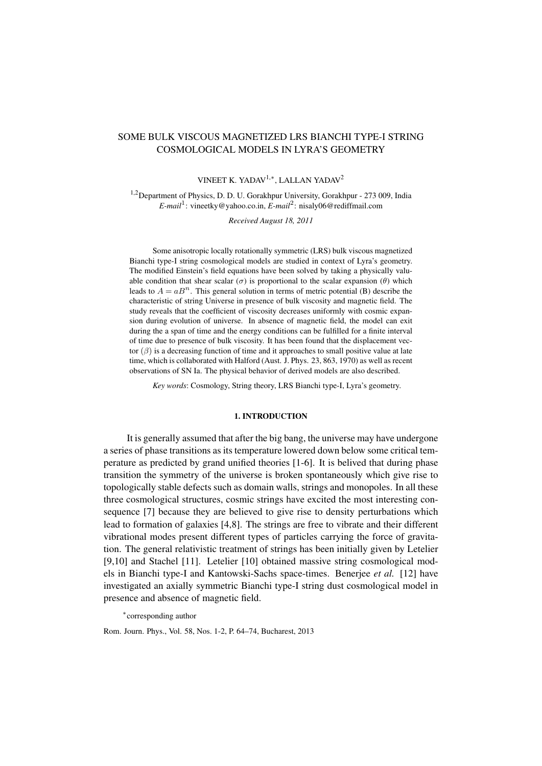# SOME BULK VISCOUS MAGNETIZED LRS BIANCHI TYPE-I STRING COSMOLOGICAL MODELS IN LYRA'S GEOMETRY

VINEET K. YADAV[1,*], LALLAN YADAV[2]

[1,2]Department of Physics, D. D. U. Gorakhpur University, Gorakhpur - 273 009, India
*E-mail*[1]: vineetky@yahoo.co.in, *E-mail*[2]: nisaly06@rediffmail.com

*Received August 18, 2011*

Some anisotropic locally rotationally symmetric (LRS) bulk viscous magnetized Bianchi type-I string cosmological models are studied in context of Lyra's geometry. The modified Einstein's field equations have been solved by taking a physically valuable condition that shear scalar ($\sigma$) is proportional to the scalar expansion ($\theta$) which leads to $A = aB^n$. This general solution in terms of metric potential (B) describe the characteristic of string Universe in presence of bulk viscosity and magnetic field. The study reveals that the coefficient of viscosity decreases uniformly with cosmic expansion during evolution of universe. In absence of magnetic field, the model can exit during the a span of time and the energy conditions can be fulfilled for a finite interval of time due to presence of bulk viscosity. It has been found that the displacement vector ($\beta$) is a decreasing function of time and it approaches to small positive value at late time, which is collaborated with Halford (Aust. J. Phys. 23, 863, 1970) as well as recent observations of SN Ia. The physical behavior of derived models are also described.

*Key words*: Cosmology, String theory, LRS Bianchi type-I, Lyra's geometry.

## 1. INTRODUCTION

It is generally assumed that after the big bang, the universe may have undergone a series of phase transitions as its temperature lowered down below some critical temperature as predicted by grand unified theories [1-6]. It is belived that during phase transition the symmetry of the universe is broken spontaneously which give rise to topologically stable defects such as domain walls, strings and monopoles. In all these three cosmological structures, cosmic strings have excited the most interesting consequence [7] because they are believed to give rise to density perturbations which lead to formation of galaxies [4,8]. The strings are free to vibrate and their different vibrational modes present different types of particles carrying the force of gravitation. The general relativistic treatment of strings has been initially given by Letelier [9,10] and Stachel [11]. Letelier [10] obtained massive string cosmological models in Bianchi type-I and Kantowski-Sachs space-times. Benerjee *et al.* [12] have investigated an axially symmetric Bianchi type-I string dust cosmological model in presence and absence of magnetic field.

*corresponding author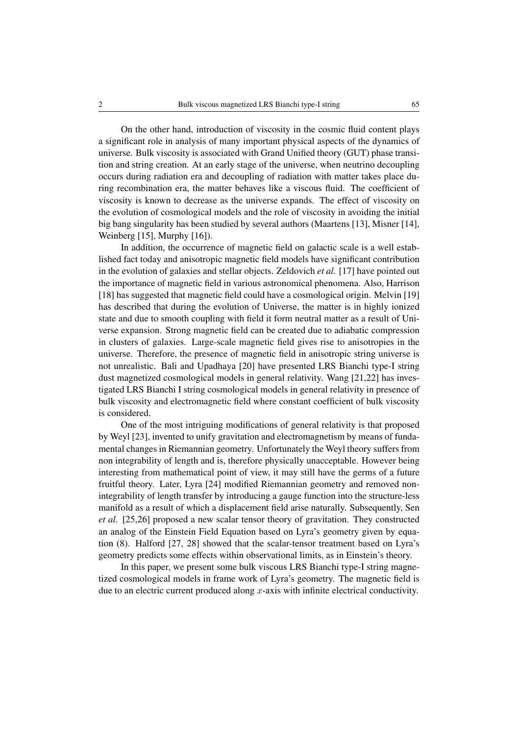On the other hand, introduction of viscosity in the cosmic fluid content plays a significant role in analysis of many important physical aspects of the dynamics of universe. Bulk viscosity is associated with Grand Unified theory (GUT) phase transition and string creation. At an early stage of the universe, when neutrino decoupling occurs during radiation era and decoupling of radiation with matter takes place during recombination era, the matter behaves like a viscous fluid. The coefficient of viscosity is known to decrease as the universe expands. The effect of viscosity on the evolution of cosmological models and the role of viscosity in avoiding the initial big bang singularity has been studied by several authors (Maartens [13], Misner [14], Weinberg [15], Murphy [16]).

In addition, the occurrence of magnetic field on galactic scale is a well established fact today and anisotropic magnetic field models have significant contribution in the evolution of galaxies and stellar objects. Zeldovich *et al.* [17] have pointed out the importance of magnetic field in various astronomical phenomena. Also, Harrison [18] has suggested that magnetic field could have a cosmological origin. Melvin [19] has described that during the evolution of Universe, the matter is in highly ionized state and due to smooth coupling with field it form neutral matter as a result of Universe expansion. Strong magnetic field can be created due to adiabatic compression in clusters of galaxies. Large-scale magnetic field gives rise to anisotropies in the universe. Therefore, the presence of magnetic field in anisotropic string universe is not unrealistic. Bali and Upadhaya [20] have presented LRS Bianchi type-I string dust magnetized cosmological models in general relativity. Wang [21,22] has investigated LRS Bianchi I string cosmological models in general relativity in presence of bulk viscosity and electromagnetic field where constant coefficient of bulk viscosity is considered.

One of the most intriguing modifications of general relativity is that proposed by Weyl [23], invented to unify gravitation and electromagnetism by means of fundamental changes in Riemannian geometry. Unfortunately the Weyl theory suffers from non integrability of length and is, therefore physically unacceptable. However being interesting from mathematical point of view, it may still have the germs of a future fruitful theory. Later, Lyra [24] modified Riemannian geometry and removed non-integrability of length transfer by introducing a gauge function into the structure-less manifold as a result of which a displacement field arise naturally. Subsequently, Sen *et al.* [25,26] proposed a new scalar tensor theory of gravitation. They constructed an analog of the Einstein Field Equation based on Lyra's geometry given by equation (8). Halford [27, 28] showed that the scalar-tensor treatment based on Lyra's geometry predicts some effects within observational limits, as in Einstein's theory.

In this paper, we present some bulk viscous LRS Bianchi type-I string magnetized cosmological models in frame work of Lyra's geometry. The magnetic field is due to an electric current produced along $x$-axis with infinite electrical conductivity.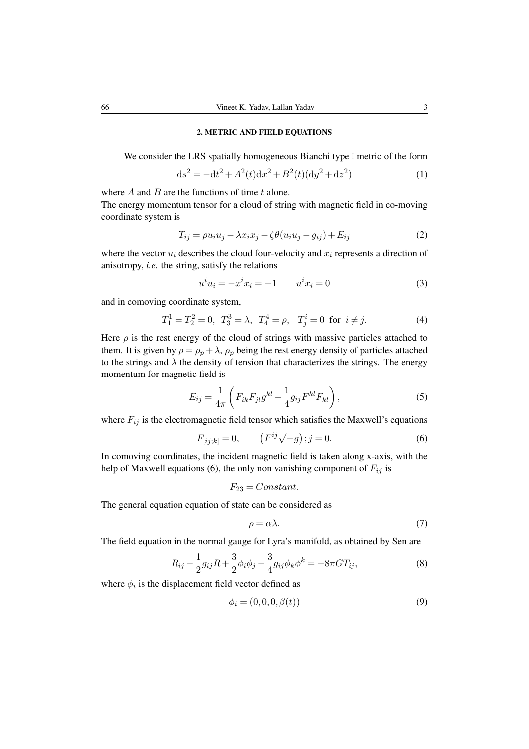## 2. METRIC AND FIELD EQUATIONS

We consider the LRS spatially homogeneous Bianchi type I metric of the form

$$\mathrm{d}s^2 = -\mathrm{d}t^2 + A^2(t)\mathrm{d}x^2 + B^2(t)(\mathrm{d}y^2 + \mathrm{d}z^2) \tag{1}$$

where $A$ and $B$ are the functions of time $t$ alone.
The energy momentum tensor for a cloud of string with magnetic field in co-moving coordinate system is

$$T_{ij} = \rho u_i u_j - \lambda x_i x_j - \zeta\theta(u_i u_j - g_{ij}) + E_{ij} \tag{2}$$

where the vector $u_i$ describes the cloud four-velocity and $x_i$ represents a direction of anisotropy, *i.e.* the string, satisfy the relations

$$u^i u_i = -x^i x_i = -1 \qquad u^i x_i = 0 \tag{3}$$

and in comoving coordinate system,

$$T_1^1 = T_2^2 = 0, \;\; T_3^3 = \lambda, \;\; T_4^4 = \rho, \;\;\; T_j^i = 0 \;\text{ for }\; i \neq j. \tag{4}$$

Here $\rho$ is the rest energy of the cloud of strings with massive particles attached to them. It is given by $\rho = \rho_p + \lambda$, $\rho_p$ being the rest energy density of particles attached to the strings and $\lambda$ the density of tension that characterizes the strings. The energy momentum for magnetic field is

$$E_{ij} = \frac{1}{4\pi}\left(F_{ik}F_{jl}g^{kl} - \frac{1}{4}g_{ij}F^{kl}F_{kl}\right), \tag{5}$$

where $F_{ij}$ is the electromagnetic field tensor which satisfies the Maxwell's equations

$$F_{[ij;k]} = 0, \qquad \left(F^{ij}\sqrt{-g}\right); j = 0. \tag{6}$$

In comoving coordinates, the incident magnetic field is taken along x-axis, with the help of Maxwell equations (6), the only non vanishing component of $F_{ij}$ is

$$F_{23} = Constant.$$

The general equation equation of state can be considered as

$$\rho = \alpha\lambda. \tag{7}$$

The field equation in the normal gauge for Lyra's manifold, as obtained by Sen are

$$R_{ij} - \frac{1}{2}g_{ij}R + \frac{3}{2}\phi_i\phi_j - \frac{3}{4}g_{ij}\phi_k\phi^k = -8\pi G T_{ij}, \tag{8}$$

where $\phi_i$ is the displacement field vector defined as

$$\phi_i = (0, 0, 0, \beta(t)) \tag{9}$$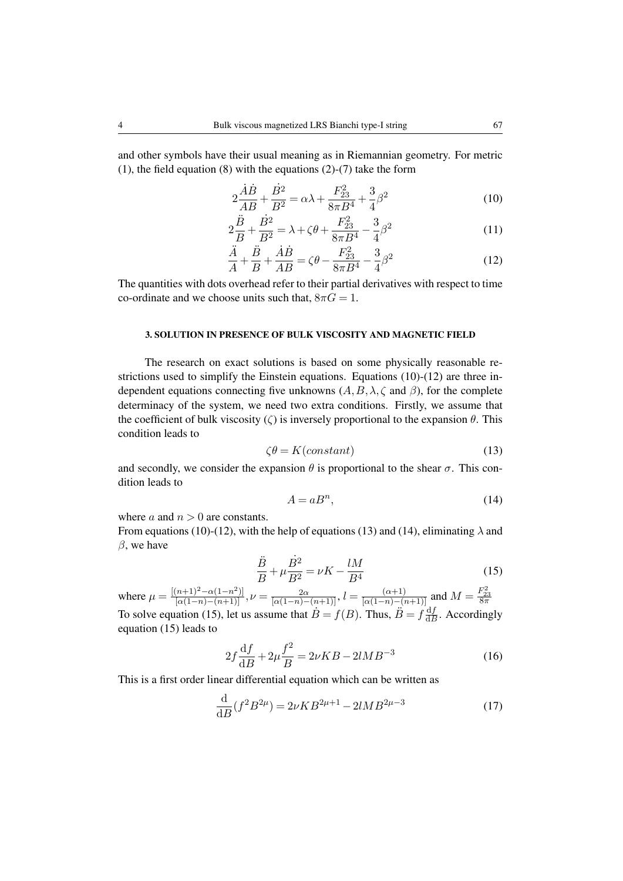and other symbols have their usual meaning as in Riemannian geometry. For metric (1), the field equation (8) with the equations (2)-(7) take the form

$$2\frac{\dot{A}\dot{B}}{AB}+\frac{\dot{B}^2}{B^2}=\alpha\lambda+\frac{F_{23}^2}{8\pi B^4}+\frac{3}{4}\beta^2 \tag{10}$$

$$2\frac{\ddot{B}}{B}+\frac{\dot{B}^2}{B^2}=\lambda+\zeta\theta+\frac{F_{23}^2}{8\pi B^4}-\frac{3}{4}\beta^2 \tag{11}$$

$$\frac{\ddot{A}}{A}+\frac{\ddot{B}}{B}+\frac{\dot{A}\dot{B}}{AB}=\zeta\theta-\frac{F_{23}^2}{8\pi B^4}-\frac{3}{4}\beta^2 \tag{12}$$

The quantities with dots overhead refer to their partial derivatives with respect to time co-ordinate and we choose units such that, $8\pi G=1$.

## 3. SOLUTION IN PRESENCE OF BULK VISCOSITY AND MAGNETIC FIELD

The research on exact solutions is based on some physically reasonable restrictions used to simplify the Einstein equations. Equations (10)-(12) are three independent equations connecting five unknowns ($A, B, \lambda, \zeta$ and $\beta$), for the complete determinacy of the system, we need two extra conditions. Firstly, we assume that the coefficient of bulk viscosity ($\zeta$) is inversely proportional to the expansion $\theta$. This condition leads to

$$\zeta\theta=K(constant) \tag{13}$$

and secondly, we consider the expansion $\theta$ is proportional to the shear $\sigma$. This condition leads to

$$A=aB^n, \tag{14}$$

where $a$ and $n>0$ are constants.
From equations (10)-(12), with the help of equations (13) and (14), eliminating $\lambda$ and $\beta$, we have

$$\frac{\ddot{B}}{B}+\mu\frac{\dot{B}^2}{B^2}=\nu K-\frac{lM}{B^4} \tag{15}$$

where $\mu=\frac{[(n+1)^2-\alpha(1-n^2)]}{[\alpha(1-n)-(n+1)]}$, $\nu=\frac{2\alpha}{[\alpha(1-n)-(n+1)]}$, $l=\frac{(\alpha+1)}{[\alpha(1-n)-(n+1)]}$ and $M=\frac{F_{23}^2}{8\pi}$
To solve equation (15), let us assume that $\dot{B}=f(B)$. Thus, $\ddot{B}=f\frac{\mathrm{d}f}{\mathrm{d}B}$. Accordingly equation (15) leads to

$$2f\frac{\mathrm{d}f}{\mathrm{d}B}+2\mu\frac{f^2}{B}=2\nu KB-2lMB^{-3} \tag{16}$$

This is a first order linear differential equation which can be written as

$$\frac{\mathrm{d}}{\mathrm{d}B}(f^2B^{2\mu})=2\nu KB^{2\mu+1}-2lMB^{2\mu-3} \tag{17}$$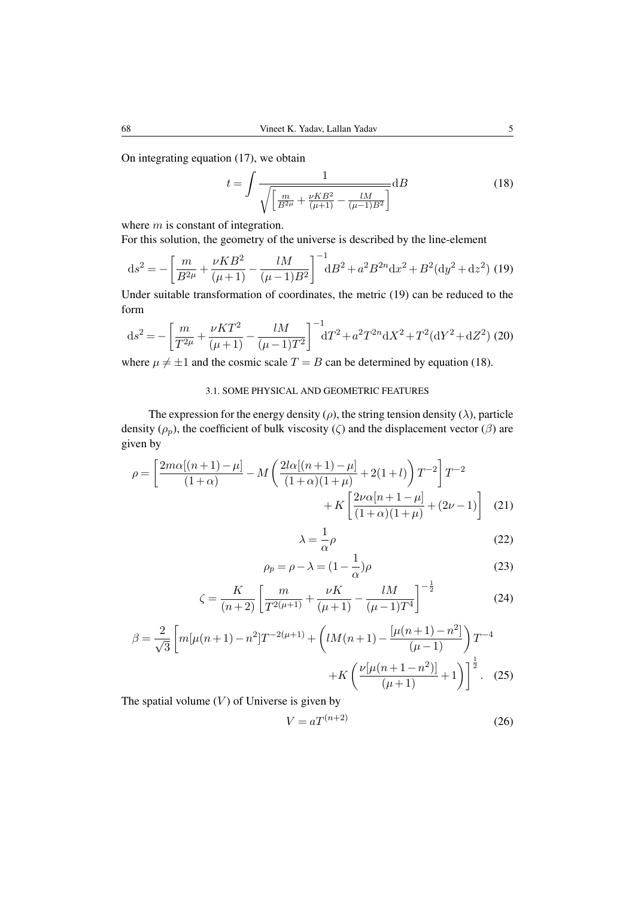On integrating equation (17), we obtain

$$t = \int \frac{1}{\sqrt{\left[\frac{m}{B^{2\mu}} + \frac{\nu K B^2}{(\mu+1)} - \frac{lM}{(\mu-1)B^2}\right]}} \mathrm{d}B \tag{18}$$

where $m$ is constant of integration.
For this solution, the geometry of the universe is described by the line-element

$$\mathrm{d}s^2 = -\left[\frac{m}{B^{2\mu}} + \frac{\nu K B^2}{(\mu+1)} - \frac{lM}{(\mu-1)B^2}\right]^{-1} \mathrm{d}B^2 + a^2 B^{2n} \mathrm{d}x^2 + B^2(\mathrm{d}y^2 + \mathrm{d}z^2) \tag{19}$$

Under suitable transformation of coordinates, the metric (19) can be reduced to the form

$$\mathrm{d}s^2 = -\left[\frac{m}{T^{2\mu}} + \frac{\nu K T^2}{(\mu+1)} - \frac{lM}{(\mu-1)T^2}\right]^{-1} \mathrm{d}T^2 + a^2 T^{2n} \mathrm{d}X^2 + T^2(\mathrm{d}Y^2 + \mathrm{d}Z^2) \tag{20}$$

where $\mu \neq \pm 1$ and the cosmic scale $T = B$ can be determined by equation (18).

### 3.1. SOME PHYSICAL AND GEOMETRIC FEATURES

The expression for the energy density ($\rho$), the string tension density ($\lambda$), particle density ($\rho_p$), the coefficient of bulk viscosity ($\zeta$) and the displacement vector ($\beta$) are given by

$$\rho = \left[\frac{2m\alpha[(n+1)-\mu]}{(1+\alpha)} - M\left(\frac{2l\alpha[(n+1)-\mu]}{(1+\alpha)(1+\mu)} + 2(1+l)\right)T^{-2}\right]T^{-2} + K\left[\frac{2\nu\alpha[n+1-\mu]}{(1+\alpha)(1+\mu)} + (2\nu - 1)\right] \tag{21}$$

$$\lambda = \frac{1}{\alpha}\rho \tag{22}$$

$$\rho_p = \rho - \lambda = (1 - \frac{1}{\alpha})\rho \tag{23}$$

$$\zeta = \frac{K}{(n+2)}\left[\frac{m}{T^{2(\mu+1)}} + \frac{\nu K}{(\mu+1)} - \frac{lM}{(\mu-1)T^4}\right]^{-\frac{1}{2}} \tag{24}$$

$$\beta = \frac{2}{\sqrt{3}}\left[m[\mu(n+1) - n^2]T^{-2(\mu+1)} + \left(lM(n+1) - \frac{[\mu(n+1) - n^2]}{(\mu-1)}\right)T^{-4} + K\left(\frac{\nu[\mu(n+1-n^2)]}{(\mu+1)} + 1\right)\right]^{\frac{1}{2}}. \tag{25}$$

The spatial volume ($V$) of Universe is given by

$$V = aT^{(n+2)} \tag{26}$$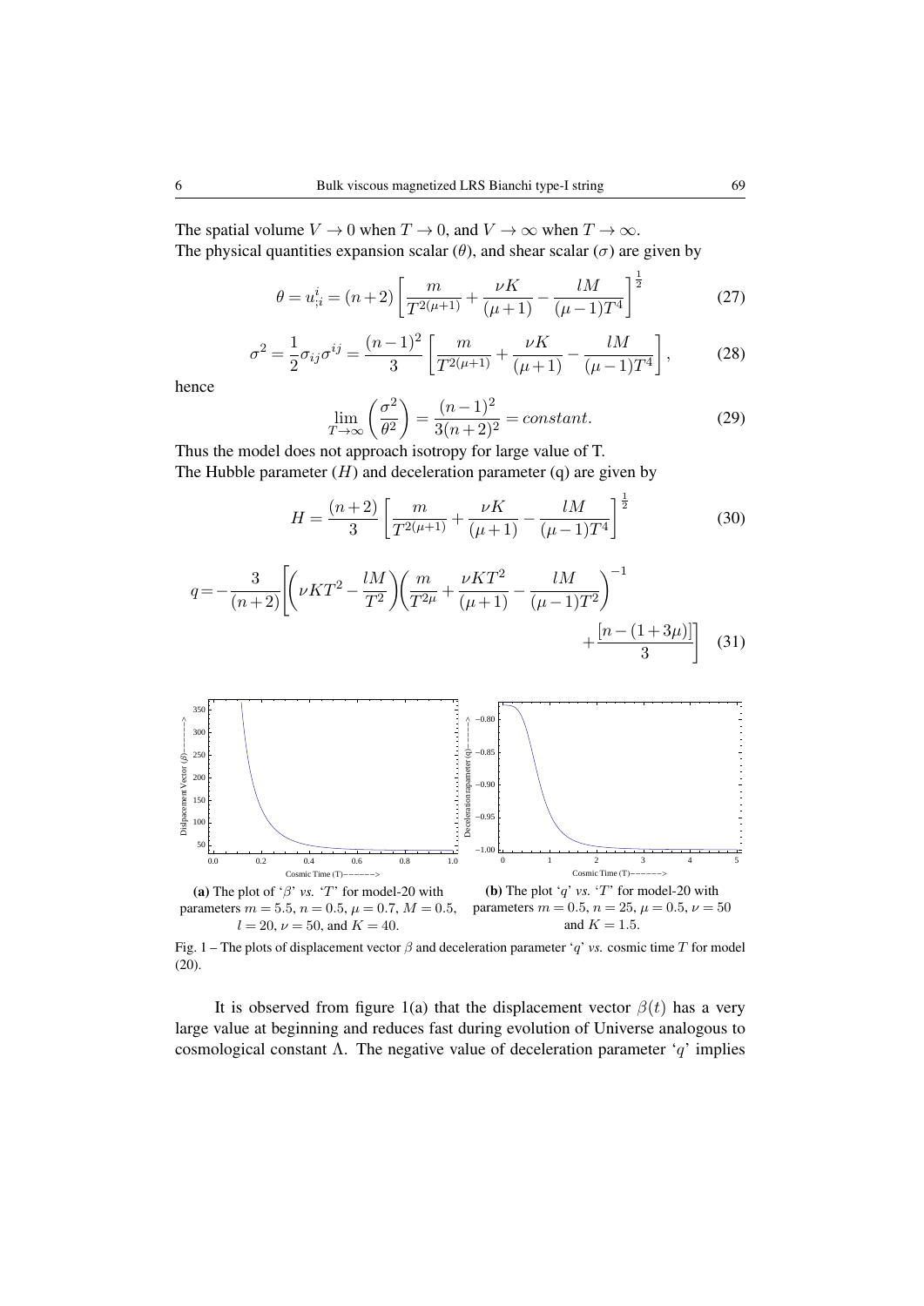The spatial volume $V \to 0$ when $T \to 0$, and $V \to \infty$ when $T \to \infty$.
The physical quantities expansion scalar ($\theta$), and shear scalar ($\sigma$) are given by

$$\theta = u^i_{;i} = (n+2)\left[\frac{m}{T^{2(\mu+1)}} + \frac{\nu K}{(\mu+1)} - \frac{lM}{(\mu-1)T^4}\right]^{\frac{1}{2}} \tag{27}$$

$$\sigma^2 = \frac{1}{2}\sigma_{ij}\sigma^{ij} = \frac{(n-1)^2}{3}\left[\frac{m}{T^{2(\mu+1)}} + \frac{\nu K}{(\mu+1)} - \frac{lM}{(\mu-1)T^4}\right], \tag{28}$$

hence

$$\lim_{T\to\infty}\left(\frac{\sigma^2}{\theta^2}\right) = \frac{(n-1)^2}{3(n+2)^2} = constant. \tag{29}$$

Thus the model does not approach isotropy for large value of T.
The Hubble parameter ($H$) and deceleration parameter (q) are given by

$$H = \frac{(n+2)}{3}\left[\frac{m}{T^{2(\mu+1)}} + \frac{\nu K}{(\mu+1)} - \frac{lM}{(\mu-1)T^4}\right]^{\frac{1}{2}} \tag{30}$$

$$q = -\frac{3}{(n+2)}\left[\left(\nu K T^2 - \frac{lM}{T^2}\right)\left(\frac{m}{T^{2\mu}} + \frac{\nu K T^2}{(\mu+1)} - \frac{lM}{(\mu-1)T^2}\right)^{-1} + \frac{[n-(1+3\mu)]}{3}\right] \tag{31}$$

(a) The plot of '$\beta$' *vs.* '$T$' for model-20 with parameters $m = 5.5$, $n = 0.5$, $\mu = 0.7$, $M = 0.5$, $l = 20$, $\nu = 50$, and $K = 40$.

(b) The plot '$q$' *vs.* '$T$' for model-20 with parameters $m = 0.5$, $n = 25$, $\mu = 0.5$, $\nu = 50$ and $K = 1.5$.

Fig. 1 – The plots of displacement vector $\beta$ and deceleration parameter '$q$' *vs.* cosmic time $T$ for model (20).

It is observed from figure 1(a) that the displacement vector $\beta(t)$ has a very large value at beginning and reduces fast during evolution of Universe analogous to cosmological constant $\Lambda$. The negative value of deceleration parameter '$q$' implies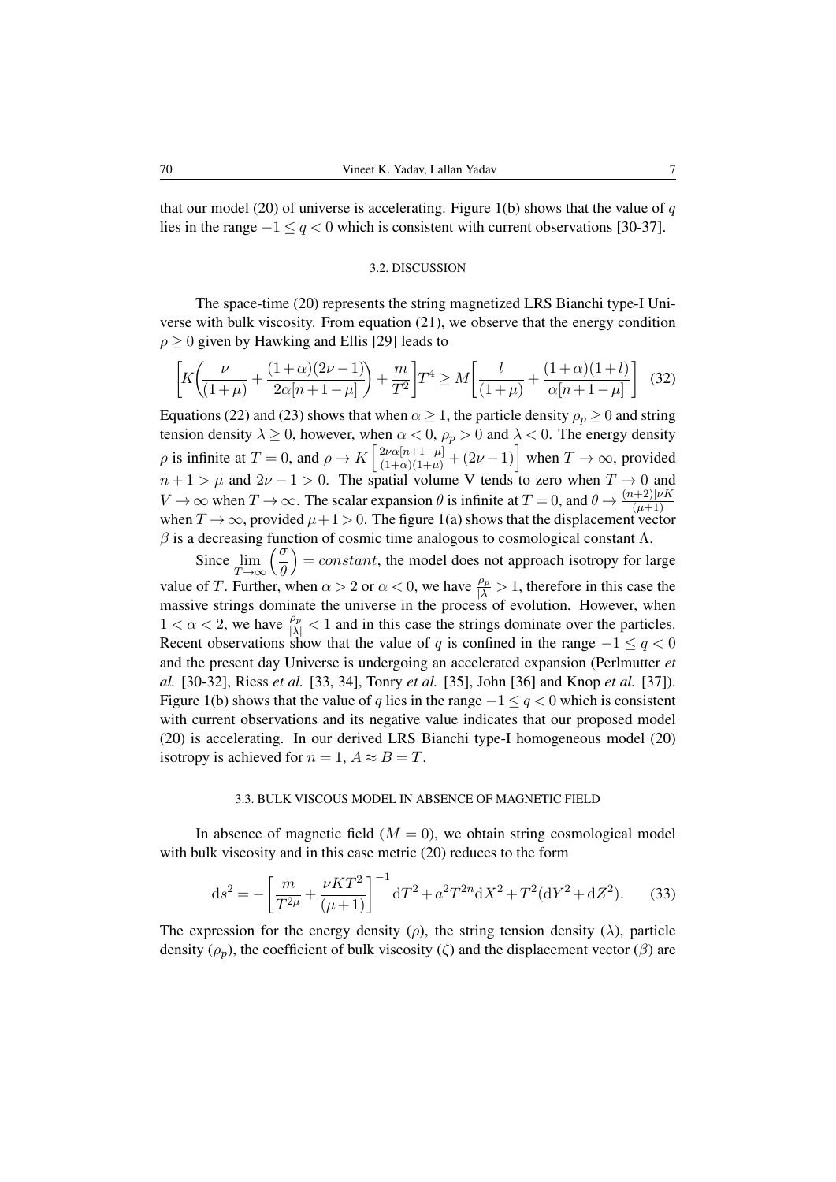that our model (20) of universe is accelerating. Figure 1(b) shows that the value of $q$ lies in the range $-1 \leq q < 0$ which is consistent with current observations [30-37].

### 3.2. DISCUSSION

The space-time (20) represents the string magnetized LRS Bianchi type-I Universe with bulk viscosity. From equation (21), we observe that the energy condition $\rho \geq 0$ given by Hawking and Ellis [29] leads to

$$\left[K\left(\frac{\nu}{(1+\mu)} + \frac{(1+\alpha)(2\nu-1)}{2\alpha[n+1-\mu]}\right) + \frac{m}{T^2}\right]T^4 \geq M\left[\frac{l}{(1+\mu)} + \frac{(1+\alpha)(1+l)}{\alpha[n+1-\mu]}\right] \quad (32)$$

Equations (22) and (23) shows that when $\alpha \geq 1$, the particle density $\rho_p \geq 0$ and string tension density $\lambda \geq 0$, however, when $\alpha < 0$, $\rho_p > 0$ and $\lambda < 0$. The energy density $\rho$ is infinite at $T = 0$, and $\rho \to K\left[\frac{2\nu\alpha[n+1-\mu]}{(1+\alpha)(1+\mu)} + (2\nu - 1)\right]$ when $T \to \infty$, provided $n+1 > \mu$ and $2\nu - 1 > 0$. The spatial volume V tends to zero when $T \to 0$ and $V \to \infty$ when $T \to \infty$. The scalar expansion $\theta$ is infinite at $T = 0$, and $\theta \to \frac{(n+2)]\nu K}{(\mu+1)}$ when $T \to \infty$, provided $\mu + 1 > 0$. The figure 1(a) shows that the displacement vector $\beta$ is a decreasing function of cosmic time analogous to cosmological constant $\Lambda$.

Since $\lim_{T\to\infty}\left(\frac{\sigma}{\theta}\right) = constant$, the model does not approach isotropy for large value of $T$. Further, when $\alpha > 2$ or $\alpha < 0$, we have $\frac{\rho_p}{|\lambda|} > 1$, therefore in this case the massive strings dominate the universe in the process of evolution. However, when $1 < \alpha < 2$, we have $\frac{\rho_p}{|\lambda|} < 1$ and in this case the strings dominate over the particles. Recent observations show that the value of $q$ is confined in the range $-1 \leq q < 0$ and the present day Universe is undergoing an accelerated expansion (Perlmutter *et al.* [30-32], Riess *et al.* [33, 34], Tonry *et al.* [35], John [36] and Knop *et al.* [37]). Figure 1(b) shows that the value of $q$ lies in the range $-1 \leq q < 0$ which is consistent with current observations and its negative value indicates that our proposed model (20) is accelerating. In our derived LRS Bianchi type-I homogeneous model (20) isotropy is achieved for $n = 1$, $A \approx B = T$.

### 3.3. BULK VISCOUS MODEL IN ABSENCE OF MAGNETIC FIELD

In absence of magnetic field ($M = 0$), we obtain string cosmological model with bulk viscosity and in this case metric (20) reduces to the form

$$\mathrm{d}s^2 = -\left[\frac{m}{T^{2\mu}} + \frac{\nu K T^2}{(\mu+1)}\right]^{-1}\mathrm{d}T^2 + a^2T^{2n}\mathrm{d}X^2 + T^2(\mathrm{d}Y^2 + \mathrm{d}Z^2). \quad (33)$$

The expression for the energy density ($\rho$), the string tension density ($\lambda$), particle density ($\rho_p$), the coefficient of bulk viscosity ($\zeta$) and the displacement vector ($\beta$) are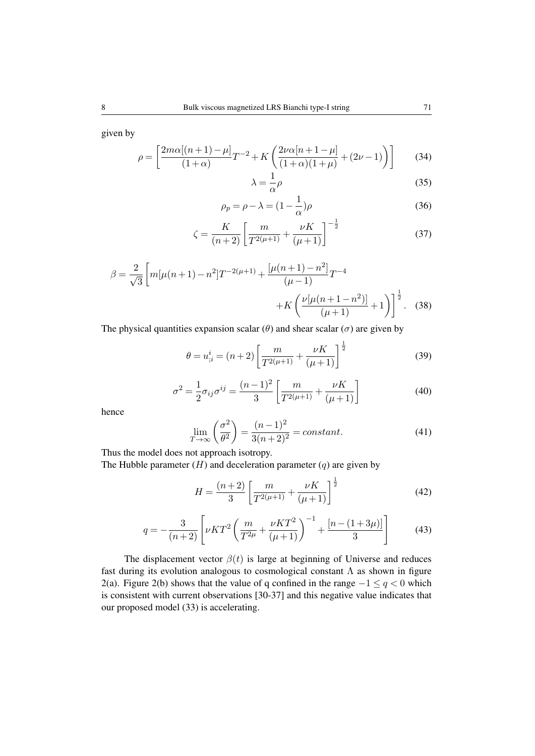given by

$$\rho = \left[\frac{2m\alpha[(n+1)-\mu]}{(1+\alpha)}T^{-2} + K\left(\frac{2\nu\alpha[n+1-\mu]}{(1+\alpha)(1+\mu)} + (2\nu-1)\right)\right] \tag{34}$$

$$\lambda = \frac{1}{\alpha}\rho \tag{35}$$

$$\rho_p = \rho - \lambda = (1-\frac{1}{\alpha})\rho \tag{36}$$

$$\zeta = \frac{K}{(n+2)}\left[\frac{m}{T^{2(\mu+1)}} + \frac{\nu K}{(\mu+1)}\right]^{-\frac{1}{2}} \tag{37}$$

$$\beta = \frac{2}{\sqrt{3}}\left[m[\mu(n+1)-n^2]T^{-2(\mu+1)} + \frac{[\mu(n+1)-n^2]}{(\mu-1)}T^{-4} + K\left(\frac{\nu[\mu(n+1-n^2)]}{(\mu+1)}+1\right)\right]^{\frac{1}{2}}. \tag{38}$$

The physical quantities expansion scalar ($\theta$) and shear scalar ($\sigma$) are given by

$$\theta = u^i_{;i} = (n+2)\left[\frac{m}{T^{2(\mu+1)}} + \frac{\nu K}{(\mu+1)}\right]^{\frac{1}{2}} \tag{39}$$

$$\sigma^2 = \frac{1}{2}\sigma_{ij}\sigma^{ij} = \frac{(n-1)^2}{3}\left[\frac{m}{T^{2(\mu+1)}} + \frac{\nu K}{(\mu+1)}\right] \tag{40}$$

hence

$$\lim_{T\to\infty}\left(\frac{\sigma^2}{\theta^2}\right) = \frac{(n-1)^2}{3(n+2)^2} = constant. \tag{41}$$

Thus the model does not approach isotropy.
The Hubble parameter ($H$) and deceleration parameter ($q$) are given by

$$H = \frac{(n+2)}{3}\left[\frac{m}{T^{2(\mu+1)}} + \frac{\nu K}{(\mu+1)}\right]^{\frac{1}{2}} \tag{42}$$

$$q = -\frac{3}{(n+2)}\left[\nu K T^2\left(\frac{m}{T^{2\mu}} + \frac{\nu K T^2}{(\mu+1)}\right)^{-1} + \frac{[n-(1+3\mu)]}{3}\right] \tag{43}$$

The displacement vector $\beta(t)$ is large at beginning of Universe and reduces fast during its evolution analogous to cosmological constant $\Lambda$ as shown in figure 2(a). Figure 2(b) shows that the value of q confined in the range $-1 \leq q < 0$ which is consistent with current observations [30-37] and this negative value indicates that our proposed model (33) is accelerating.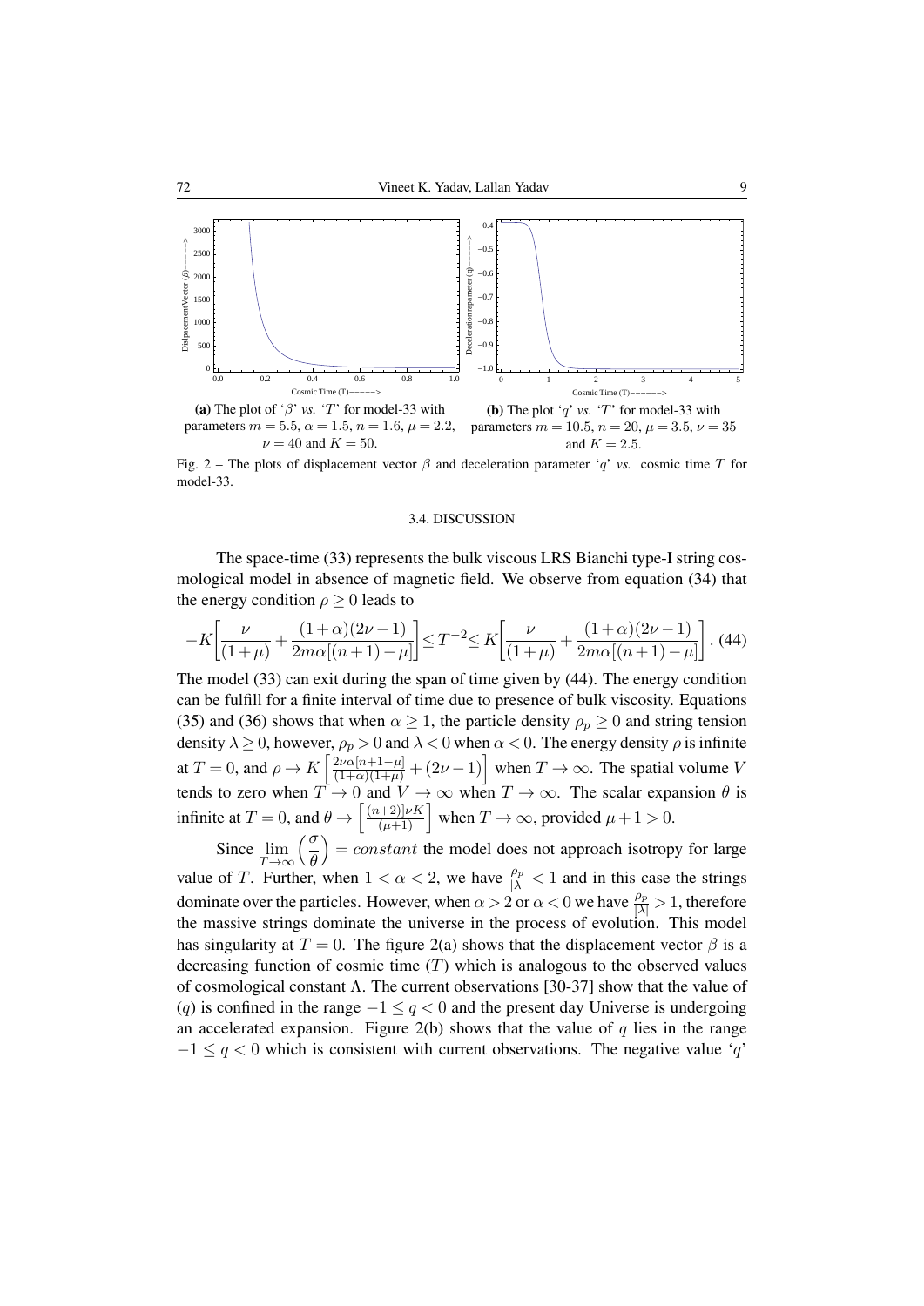(a) The plot of '$\beta$' *vs.* '$T$' for model-33 with parameters $m = 5.5$, $\alpha = 1.5$, $n = 1.6$, $\mu = 2.2$, $\nu = 40$ and $K = 50$.

(b) The plot '$q$' *vs.* '$T$' for model-33 with parameters $m = 10.5$, $n = 20$, $\mu = 3.5$, $\nu = 35$ and $K = 2.5$.

Fig. 2 – The plots of displacement vector $\beta$ and deceleration parameter '$q$' *vs.* cosmic time $T$ for model-33.

### 3.4. DISCUSSION

The space-time (33) represents the bulk viscous LRS Bianchi type-I string cosmological model in absence of magnetic field. We observe from equation (34) that the energy condition $\rho \geq 0$ leads to

$$-K\left[\frac{\nu}{(1+\mu)} + \frac{(1+\alpha)(2\nu-1)}{2m\alpha[(n+1)-\mu]}\right] \leq T^{-2} \leq K\left[\frac{\nu}{(1+\mu)} + \frac{(1+\alpha)(2\nu-1)}{2m\alpha[(n+1)-\mu]}\right]. \quad (44)$$

The model (33) can exit during the span of time given by (44). The energy condition can be fulfill for a finite interval of time due to presence of bulk viscosity. Equations (35) and (36) shows that when $\alpha \geq 1$, the particle density $\rho_p \geq 0$ and string tension density $\lambda \geq 0$, however, $\rho_p > 0$ and $\lambda < 0$ when $\alpha < 0$. The energy density $\rho$ is infinite at $T = 0$, and $\rho \to K\left[\frac{2\nu\alpha[n+1-\mu]}{(1+\alpha)(1+\mu)} + (2\nu - 1)\right]$ when $T \to \infty$. The spatial volume $V$ tends to zero when $T \to 0$ and $V \to \infty$ when $T \to \infty$. The scalar expansion $\theta$ is infinite at $T = 0$, and $\theta \to \left[\frac{(n+2)]\nu K}{(\mu+1)}\right]$ when $T \to \infty$, provided $\mu + 1 > 0$.

Since $\lim_{T\to\infty}\left(\frac{\sigma}{\theta}\right) = constant$ the model does not approach isotropy for large value of $T$. Further, when $1 < \alpha < 2$, we have $\frac{\rho_p}{|\lambda|} < 1$ and in this case the strings dominate over the particles. However, when $\alpha > 2$ or $\alpha < 0$ we have $\frac{\rho_p}{|\lambda|} > 1$, therefore the massive strings dominate the universe in the process of evolution. This model has singularity at $T = 0$. The figure 2(a) shows that the displacement vector $\beta$ is a decreasing function of cosmic time ($T$) which is analogous to the observed values of cosmological constant $\Lambda$. The current observations [30-37] show that the value of ($q$) is confined in the range $-1 \leq q < 0$ and the present day Universe is undergoing an accelerated expansion. Figure 2(b) shows that the value of $q$ lies in the range $-1 \leq q < 0$ which is consistent with current observations. The negative value '$q$'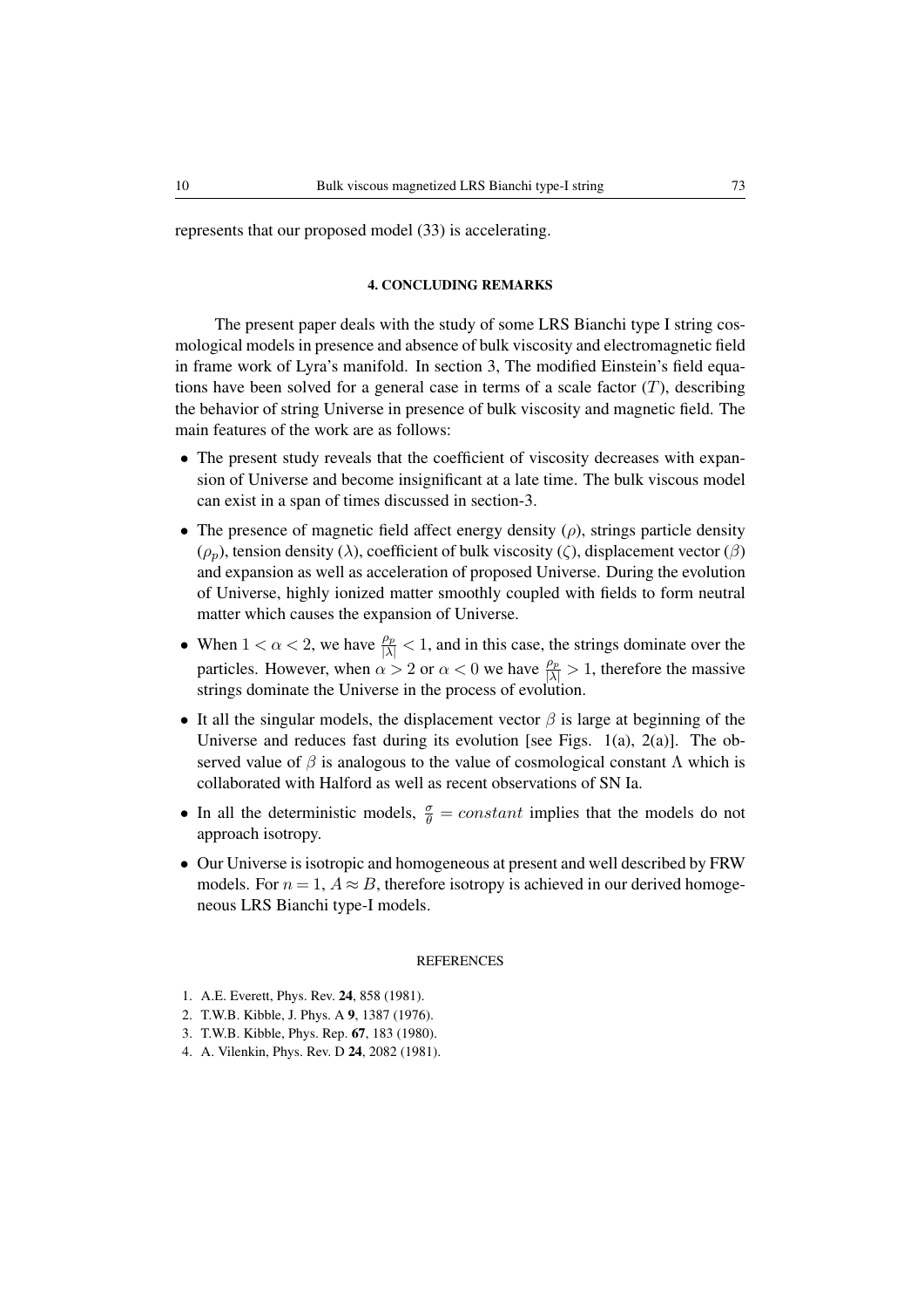represents that our proposed model (33) is accelerating.

## 4. CONCLUDING REMARKS

The present paper deals with the study of some LRS Bianchi type I string cosmological models in presence and absence of bulk viscosity and electromagnetic field in frame work of Lyra's manifold. In section 3, The modified Einstein's field equations have been solved for a general case in terms of a scale factor ($T$), describing the behavior of string Universe in presence of bulk viscosity and magnetic field. The main features of the work are as follows:

- The present study reveals that the coefficient of viscosity decreases with expansion of Universe and become insignificant at a late time. The bulk viscous model can exist in a span of times discussed in section-3.
- The presence of magnetic field affect energy density ($\rho$), strings particle density ($\rho_p$), tension density ($\lambda$), coefficient of bulk viscosity ($\zeta$), displacement vector ($\beta$) and expansion as well as acceleration of proposed Universe. During the evolution of Universe, highly ionized matter smoothly coupled with fields to form neutral matter which causes the expansion of Universe.
- When $1 < \alpha < 2$, we have $\frac{\rho_p}{|\lambda|} < 1$, and in this case, the strings dominate over the particles. However, when $\alpha > 2$ or $\alpha < 0$ we have $\frac{\rho_p}{|\lambda|} > 1$, therefore the massive strings dominate the Universe in the process of evolution.
- It all the singular models, the displacement vector $\beta$ is large at beginning of the Universe and reduces fast during its evolution [see Figs. 1(a), 2(a)]. The observed value of $\beta$ is analogous to the value of cosmological constant $\Lambda$ which is collaborated with Halford as well as recent observations of SN Ia.
- In all the deterministic models, $\frac{\sigma}{\theta} = constant$ implies that the models do not approach isotropy.
- Our Universe is isotropic and homogeneous at present and well described by FRW models. For $n = 1$, $A \approx B$, therefore isotropy is achieved in our derived homogeneous LRS Bianchi type-I models.

## REFERENCES

1. A.E. Everett, Phys. Rev. **24**, 858 (1981).
2. T.W.B. Kibble, J. Phys. A **9**, 1387 (1976).
3. T.W.B. Kibble, Phys. Rep. **67**, 183 (1980).
4. A. Vilenkin, Phys. Rev. D **24**, 2082 (1981).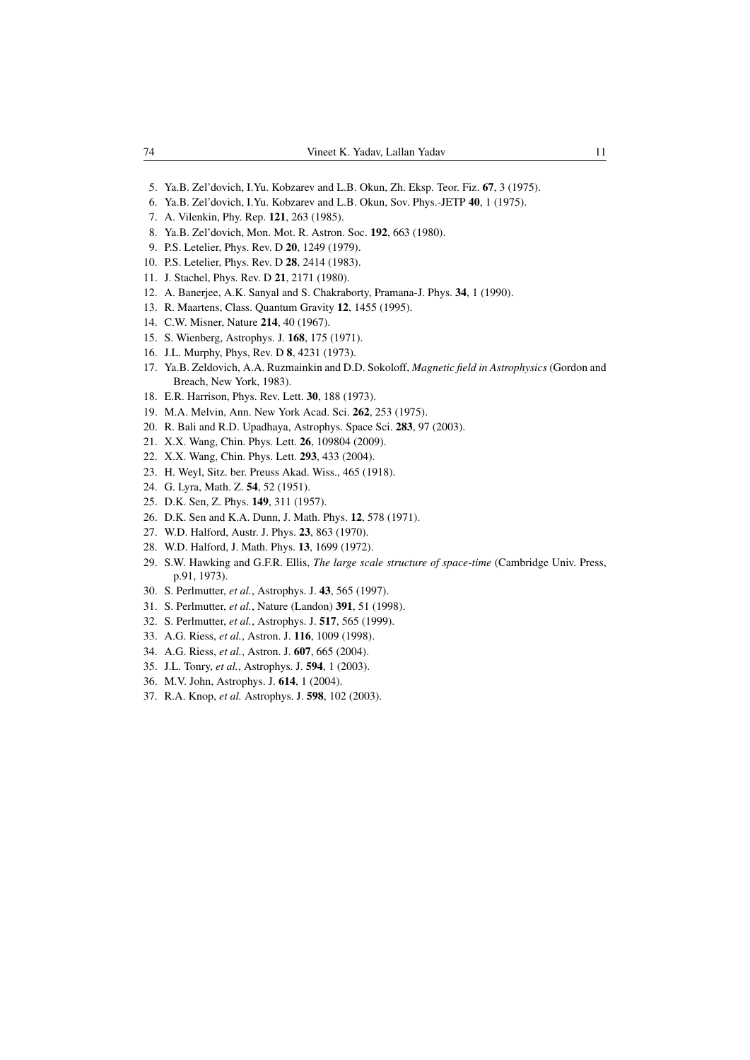5. Ya.B. Zel'dovich, I.Yu. Kobzarev and L.B. Okun, Zh. Eksp. Teor. Fiz. **67**, 3 (1975).
6. Ya.B. Zel'dovich, I.Yu. Kobzarev and L.B. Okun, Sov. Phys.-JETP **40**, 1 (1975).
7. A. Vilenkin, Phy. Rep. **121**, 263 (1985).
8. Ya.B. Zel'dovich, Mon. Mot. R. Astron. Soc. **192**, 663 (1980).
9. P.S. Letelier, Phys. Rev. D **20**, 1249 (1979).
10. P.S. Letelier, Phys. Rev. D **28**, 2414 (1983).
11. J. Stachel, Phys. Rev. D **21**, 2171 (1980).
12. A. Banerjee, A.K. Sanyal and S. Chakraborty, Pramana-J. Phys. **34**, 1 (1990).
13. R. Maartens, Class. Quantum Gravity **12**, 1455 (1995).
14. C.W. Misner, Nature **214**, 40 (1967).
15. S. Wienberg, Astrophys. J. **168**, 175 (1971).
16. J.L. Murphy, Phys, Rev. D **8**, 4231 (1973).
17. Ya.B. Zeldovich, A.A. Ruzmainkin and D.D. Sokoloff, *Magnetic field in Astrophysics* (Gordon and Breach, New York, 1983).
18. E.R. Harrison, Phys. Rev. Lett. **30**, 188 (1973).
19. M.A. Melvin, Ann. New York Acad. Sci. **262**, 253 (1975).
20. R. Bali and R.D. Upadhaya, Astrophys. Space Sci. **283**, 97 (2003).
21. X.X. Wang, Chin. Phys. Lett. **26**, 109804 (2009).
22. X.X. Wang, Chin. Phys. Lett. **293**, 433 (2004).
23. H. Weyl, Sitz. ber. Preuss Akad. Wiss., 465 (1918).
24. G. Lyra, Math. Z. **54**, 52 (1951).
25. D.K. Sen, Z. Phys. **149**, 311 (1957).
26. D.K. Sen and K.A. Dunn, J. Math. Phys. **12**, 578 (1971).
27. W.D. Halford, Austr. J. Phys. **23**, 863 (1970).
28. W.D. Halford, J. Math. Phys. **13**, 1699 (1972).
29. S.W. Hawking and G.F.R. Ellis, *The large scale structure of space-time* (Cambridge Univ. Press, p.91, 1973).
30. S. Perlmutter, *et al.*, Astrophys. J. **43**, 565 (1997).
31. S. Perlmutter, *et al.*, Nature (Landon) **391**, 51 (1998).
32. S. Perlmutter, *et al.*, Astrophys. J. **517**, 565 (1999).
33. A.G. Riess, *et al.*, Astron. J. **116**, 1009 (1998).
34. A.G. Riess, *et al.*, Astron. J. **607**, 665 (2004).
35. J.L. Tonry, *et al.*, Astrophys. J. **594**, 1 (2003).
36. M.V. John, Astrophys. J. **614**, 1 (2004).
37. R.A. Knop, *et al.* Astrophys. J. **598**, 102 (2003).